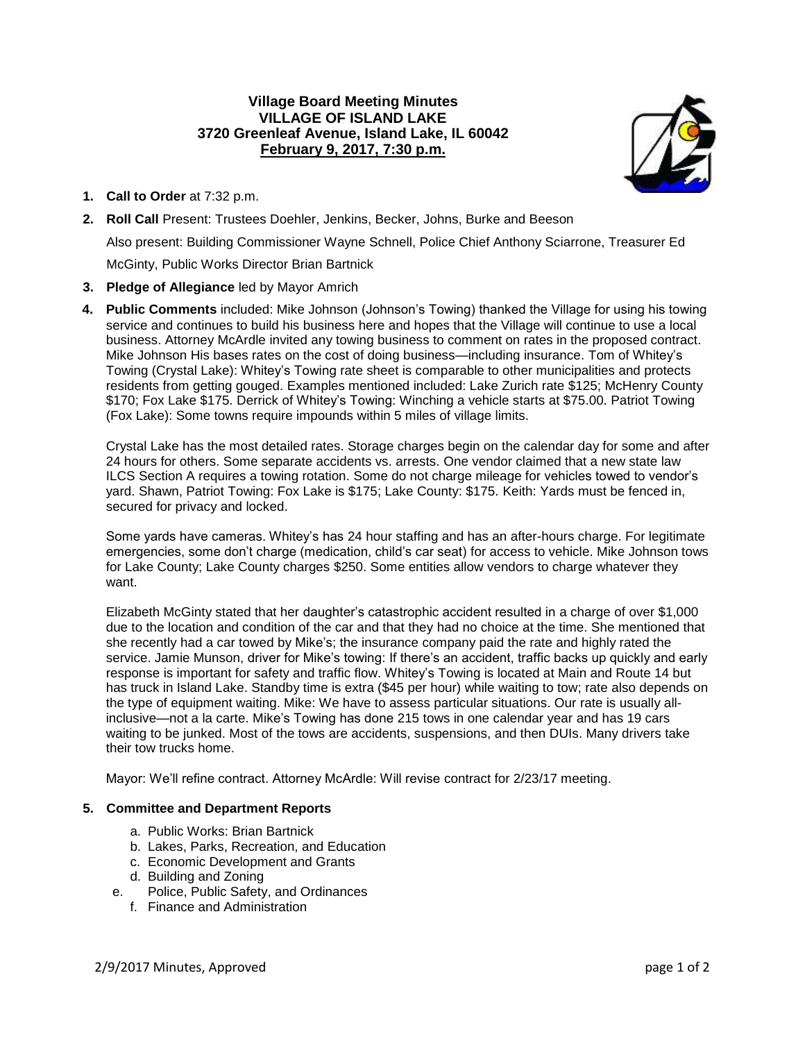**Village Board Meeting Minutes**
**VILLAGE OF ISLAND LAKE**
**3720 Greenleaf Avenue, Island Lake, IL 60042**
**February 9, 2017, 7:30 p.m.**

1. **Call to Order** at 7:32 p.m.
2. **Roll Call** Present: Trustees Doehler, Jenkins, Becker, Johns, Burke and Beeson

   Also present: Building Commissioner Wayne Schnell, Police Chief Anthony Sciarrone, Treasurer Ed McGinty, Public Works Director Brian Bartnick
3. **Pledge of Allegiance** led by Mayor Amrich
4. **Public Comments** included: Mike Johnson (Johnson's Towing) thanked the Village for using his towing service and continues to build his business here and hopes that the Village will continue to use a local business. Attorney McArdle invited any towing business to comment on rates in the proposed contract. Mike Johnson His bases rates on the cost of doing business—including insurance. Tom of Whitey's Towing (Crystal Lake): Whitey's Towing rate sheet is comparable to other municipalities and protects residents from getting gouged. Examples mentioned included: Lake Zurich rate $125; McHenry County $170; Fox Lake $175. Derrick of Whitey's Towing: Winching a vehicle starts at $75.00. Patriot Towing (Fox Lake): Some towns require impounds within 5 miles of village limits.

   Crystal Lake has the most detailed rates. Storage charges begin on the calendar day for some and after 24 hours for others. Some separate accidents vs. arrests. One vendor claimed that a new state law ILCS Section A requires a towing rotation. Some do not charge mileage for vehicles towed to vendor's yard. Shawn, Patriot Towing: Fox Lake is $175; Lake County: $175. Keith: Yards must be fenced in, secured for privacy and locked.

   Some yards have cameras. Whitey's has 24 hour staffing and has an after-hours charge. For legitimate emergencies, some don't charge (medication, child's car seat) for access to vehicle. Mike Johnson tows for Lake County; Lake County charges $250. Some entities allow vendors to charge whatever they want.

   Elizabeth McGinty stated that her daughter's catastrophic accident resulted in a charge of over $1,000 due to the location and condition of the car and that they had no choice at the time. She mentioned that she recently had a car towed by Mike's; the insurance company paid the rate and highly rated the service. Jamie Munson, driver for Mike's towing: If there's an accident, traffic backs up quickly and early response is important for safety and traffic flow. Whitey's Towing is located at Main and Route 14 but has truck in Island Lake. Standby time is extra ($45 per hour) while waiting to tow; rate also depends on the type of equipment waiting. Mike: We have to assess particular situations. Our rate is usually all-inclusive—not a la carte. Mike's Towing has done 215 tows in one calendar year and has 19 cars waiting to be junked. Most of the tows are accidents, suspensions, and then DUIs. Many drivers take their tow trucks home.

   Mayor: We'll refine contract. Attorney McArdle: Will revise contract for 2/23/17 meeting.
5. **Committee and Department Reports**
   a. Public Works: Brian Bartnick
   b. Lakes, Parks, Recreation, and Education
   c. Economic Development and Grants
   d. Building and Zoning
   e. Police, Public Safety, and Ordinances
   f. Finance and Administration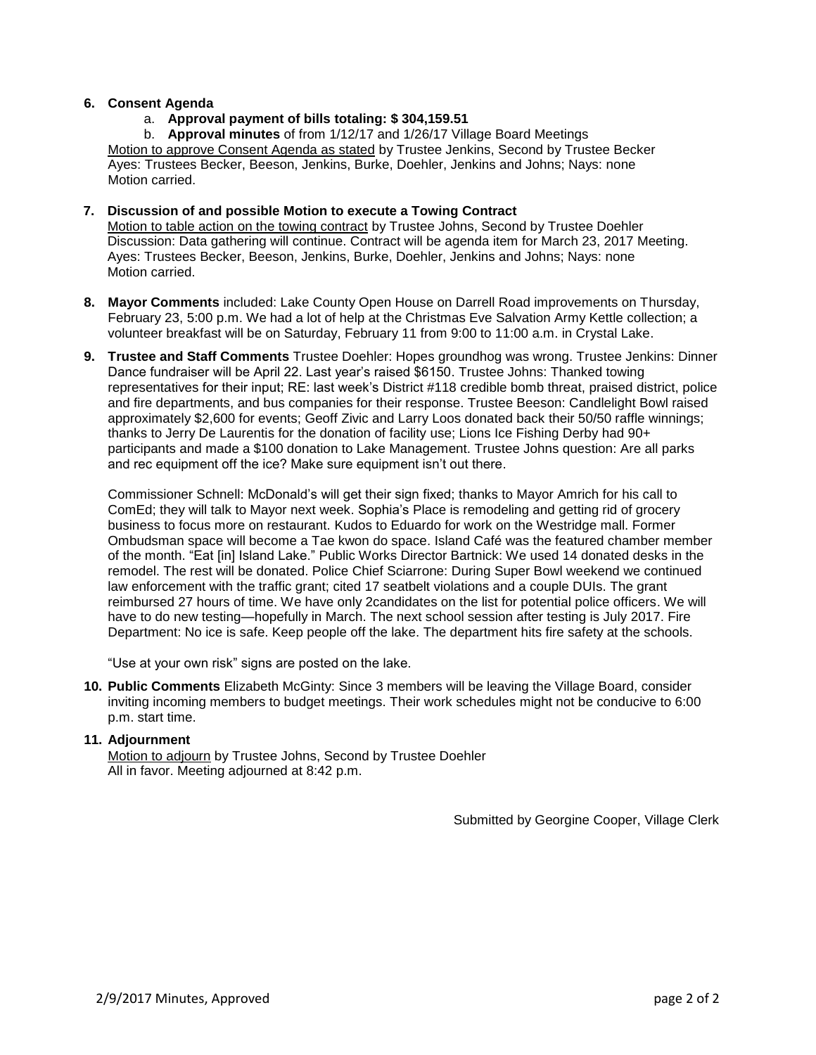**6. Consent Agenda**

a. **Approval payment of bills totaling: $ 304,159.51**

b. **Approval minutes** of from 1/12/17 and 1/26/17 Village Board Meetings

Motion to approve Consent Agenda as stated by Trustee Jenkins, Second by Trustee Becker
Ayes: Trustees Becker, Beeson, Jenkins, Burke, Doehler, Jenkins and Johns; Nays: none
Motion carried.

**7. Discussion of and possible Motion to execute a Towing Contract**

Motion to table action on the towing contract by Trustee Johns, Second by Trustee Doehler
Discussion: Data gathering will continue. Contract will be agenda item for March 23, 2017 Meeting.
Ayes: Trustees Becker, Beeson, Jenkins, Burke, Doehler, Jenkins and Johns; Nays: none
Motion carried.

**8. Mayor Comments** included: Lake County Open House on Darrell Road improvements on Thursday, February 23, 5:00 p.m. We had a lot of help at the Christmas Eve Salvation Army Kettle collection; a volunteer breakfast will be on Saturday, February 11 from 9:00 to 11:00 a.m. in Crystal Lake.

**9. Trustee and Staff Comments** Trustee Doehler: Hopes groundhog was wrong. Trustee Jenkins: Dinner Dance fundraiser will be April 22. Last year's raised $6150. Trustee Johns: Thanked towing representatives for their input; RE: last week's District #118 credible bomb threat, praised district, police and fire departments, and bus companies for their response. Trustee Beeson: Candlelight Bowl raised approximately $2,600 for events; Geoff Zivic and Larry Loos donated back their 50/50 raffle winnings; thanks to Jerry De Laurentis for the donation of facility use; Lions Ice Fishing Derby had 90+ participants and made a $100 donation to Lake Management. Trustee Johns question: Are all parks and rec equipment off the ice? Make sure equipment isn't out there.

Commissioner Schnell: McDonald's will get their sign fixed; thanks to Mayor Amrich for his call to ComEd; they will talk to Mayor next week. Sophia's Place is remodeling and getting rid of grocery business to focus more on restaurant. Kudos to Eduardo for work on the Westridge mall. Former Ombudsman space will become a Tae kwon do space. Island Café was the featured chamber member of the month. "Eat [in] Island Lake." Public Works Director Bartnick: We used 14 donated desks in the remodel. The rest will be donated. Police Chief Sciarrone: During Super Bowl weekend we continued law enforcement with the traffic grant; cited 17 seatbelt violations and a couple DUIs. The grant reimbursed 27 hours of time. We have only 2candidates on the list for potential police officers. We will have to do new testing—hopefully in March. The next school session after testing is July 2017. Fire Department: No ice is safe. Keep people off the lake. The department hits fire safety at the schools.

"Use at your own risk" signs are posted on the lake.

**10. Public Comments** Elizabeth McGinty: Since 3 members will be leaving the Village Board, consider inviting incoming members to budget meetings. Their work schedules might not be conducive to 6:00 p.m. start time.

**11. Adjournment**

Motion to adjourn by Trustee Johns, Second by Trustee Doehler
All in favor. Meeting adjourned at 8:42 p.m.

Submitted by Georgine Cooper, Village Clerk